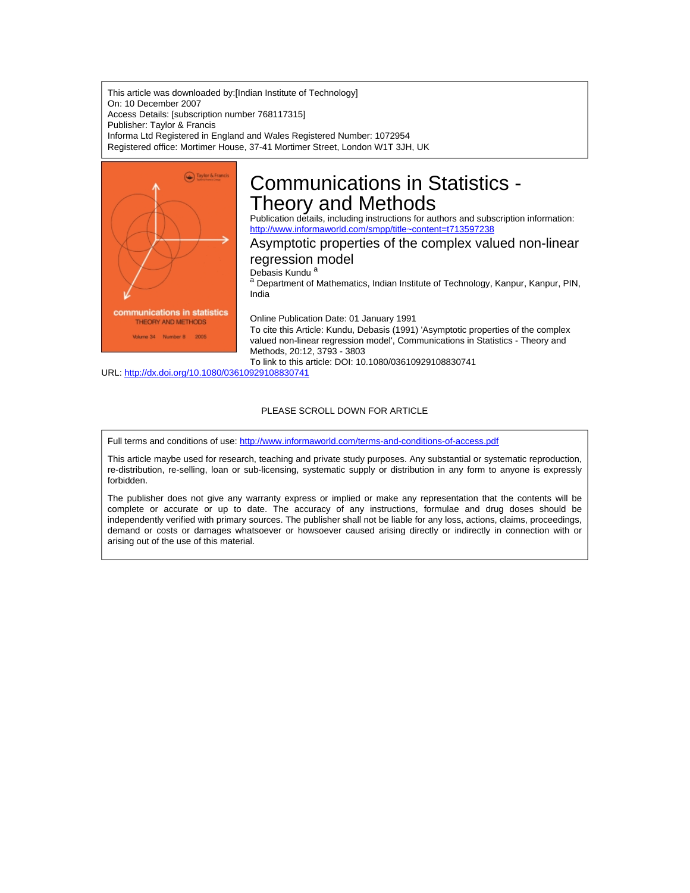This article was downloaded by:[Indian Institute of Technology]
On: 10 December 2007
Access Details: [subscription number 768117315]
Publisher: Taylor & Francis
Informa Ltd Registered in England and Wales Registered Number: 1072954
Registered office: Mortimer House, 37-41 Mortimer Street, London W1T 3JH, UK

# Communications in Statistics - Theory and Methods

Publication details, including instructions for authors and subscription information:
http://www.informaworld.com/smpp/title~content=t713597238

## Asymptotic properties of the complex valued non-linear regression model

Debasis Kundu [a]

[a] Department of Mathematics, Indian Institute of Technology, Kanpur, Kanpur, PIN, India

Online Publication Date: 01 January 1991

To cite this Article: Kundu, Debasis (1991) 'Asymptotic properties of the complex valued non-linear regression model', Communications in Statistics - Theory and Methods, 20:12, 3793 - 3803

To link to this article: DOI: 10.1080/03610929108830741

URL: http://dx.doi.org/10.1080/03610929108830741

PLEASE SCROLL DOWN FOR ARTICLE

Full terms and conditions of use: http://www.informaworld.com/terms-and-conditions-of-access.pdf

This article maybe used for research, teaching and private study purposes. Any substantial or systematic reproduction, re-distribution, re-selling, loan or sub-licensing, systematic supply or distribution in any form to anyone is expressly forbidden.

The publisher does not give any warranty express or implied or make any representation that the contents will be complete or accurate or up to date. The accuracy of any instructions, formulae and drug doses should be independently verified with primary sources. The publisher shall not be liable for any loss, actions, claims, proceedings, demand or costs or damages whatsoever or howsoever caused arising directly or indirectly in connection with or arising out of the use of this material.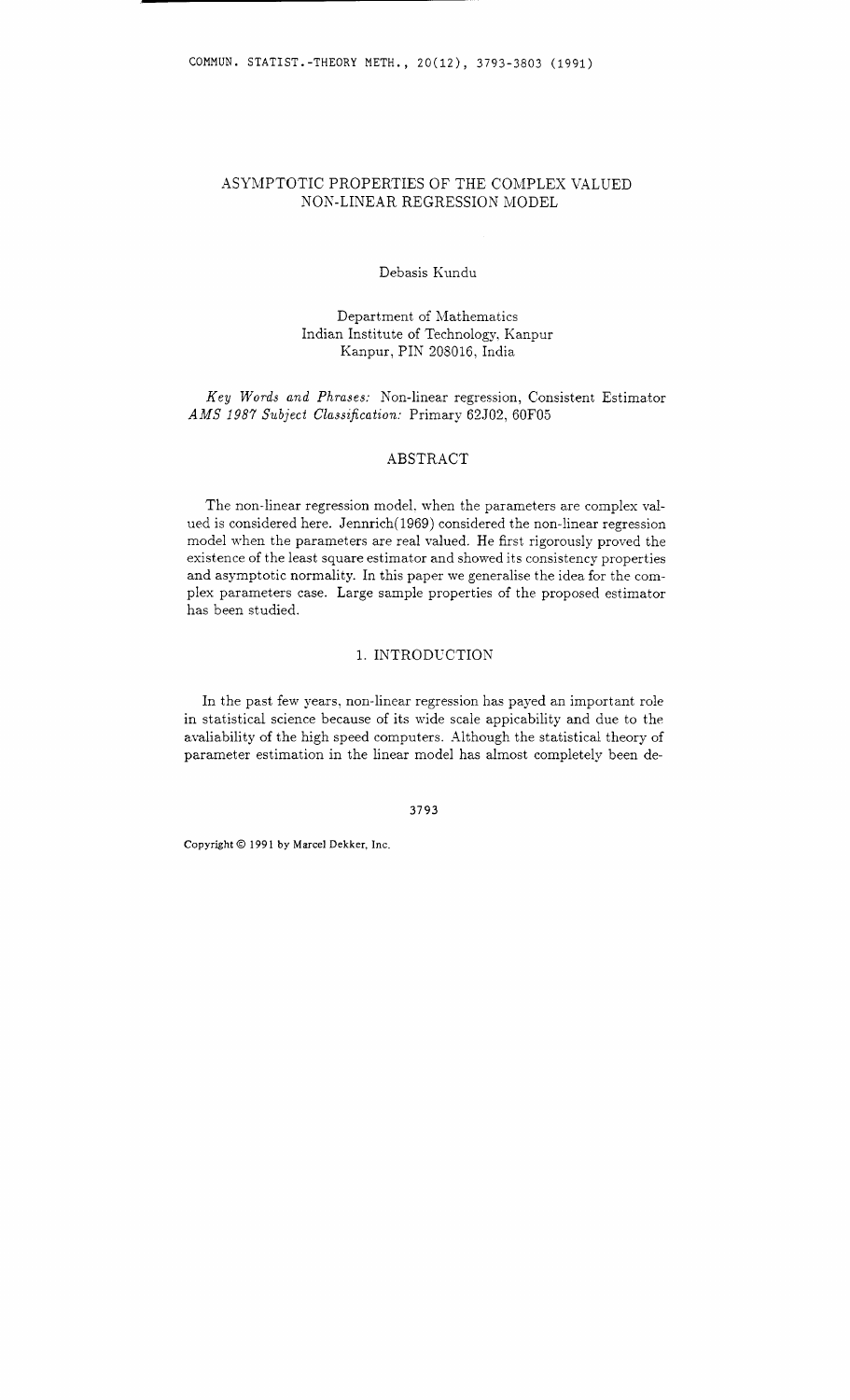# ASYMPTOTIC PROPERTIES OF THE COMPLEX VALUED NON-LINEAR REGRESSION MODEL

Debasis Kundu

Department of Mathematics
Indian Institute of Technology, Kanpur
Kanpur, PIN 208016, India

*Key Words and Phrases:* Non-linear regression, Consistent Estimator
*AMS 1987 Subject Classification:* Primary 62J02, 60F05

## ABSTRACT

The non-linear regression model, when the parameters are complex valued is considered here. Jennrich(1969) considered the non-linear regression model when the parameters are real valued. He first rigorously proved the existence of the least square estimator and showed its consistency properties and asymptotic normality. In this paper we generalise the idea for the complex parameters case. Large sample properties of the proposed estimator has been studied.

## 1. INTRODUCTION

In the past few years, non-linear regression has payed an important role in statistical science because of its wide scale applicability and due to the avaliability of the high speed computers. Although the statistical theory of parameter estimation in the linear model has almost completely been de-

Copyright © 1991 by Marcel Dekker, Inc.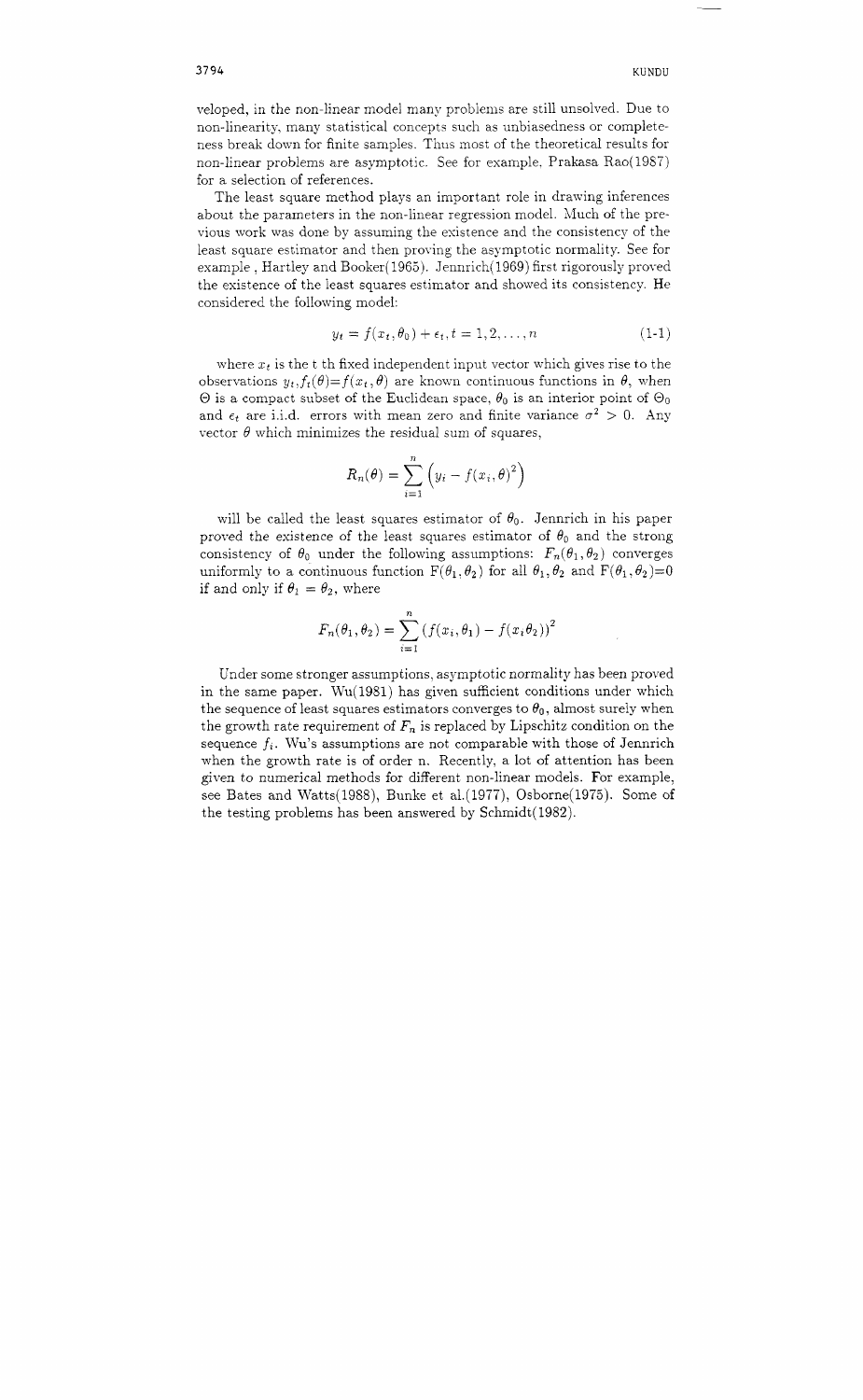veloped, in the non-linear model many problems are still unsolved. Due to non-linearity, many statistical concepts such as unbiasedness or completeness break down for finite samples. Thus most of the theoretical results for non-linear problems are asymptotic. See for example, Prakasa Rao(1987) for a selection of references.

The least square method plays an important role in drawing inferences about the parameters in the non-linear regression model. Much of the previous work was done by assuming the existence and the consistency of the least square estimator and then proving the asymptotic normality. See for example , Hartley and Booker(1965). Jennrich(1969) first rigorously proved the existence of the least squares estimator and showed its consistency. He considered the following model:

$$y_t = f(x_t, \theta_0) + \epsilon_t, t = 1, 2, \ldots, n \tag{1-1}$$

where $x_t$ is the t th fixed independent input vector which gives rise to the observations $y_t$,$f_t(\theta)$=$f(x_t, \theta)$ are known continuous functions in $\theta$, when $\Theta$ is a compact subset of the Euclidean space, $\theta_0$ is an interior point of $\Theta_0$ and $\epsilon_t$ are i.i.d. errors with mean zero and finite variance $\sigma^2 > 0$. Any vector $\theta$ which minimizes the residual sum of squares,

$$R_n(\theta) = \sum_{i=1}^{n} \left( y_i - f(x_i, \theta)^2 \right)$$

will be called the least squares estimator of $\theta_0$. Jennrich in his paper proved the existence of the least squares estimator of $\theta_0$ and the strong consistency of $\theta_0$ under the following assumptions: $F_n(\theta_1, \theta_2)$ converges uniformly to a continuous function F$(\theta_1, \theta_2)$ for all $\theta_1, \theta_2$ and F$(\theta_1, \theta_2)$=0 if and only if $\theta_1 = \theta_2$, where

$$F_n(\theta_1, \theta_2) = \sum_{i=1}^{n} \left( f(x_i, \theta_1) - f(x_i \theta_2) \right)^2$$

Under some stronger assumptions, asymptotic normality has been proved in the same paper. Wu(1981) has given sufficient conditions under which the sequence of least squares estimators converges to $\theta_0$, almost surely when the growth rate requirement of $F_n$ is replaced by Lipschitz condition on the sequence $f_i$. Wu's assumptions are not comparable with those of Jennrich when the growth rate is of order n. Recently, a lot of attention has been given to numerical methods for different non-linear models. For example, see Bates and Watts(1988), Bunke et al.(1977), Osborne(1975). Some of the testing problems has been answered by Schmidt(1982).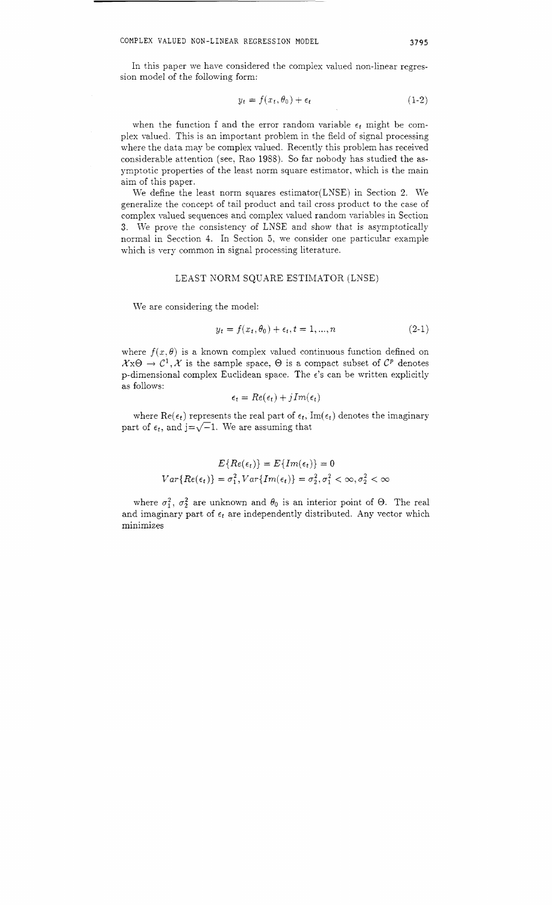In this paper we have considered the complex valued non-linear regression model of the following form:

$$y_t = f(x_t, \theta_0) + \epsilon_t \tag{1-2}$$

when the function f and the error random variable $\epsilon_t$ might be complex valued. This is an important problem in the field of signal processing where the data may be complex valued. Recently this problem has received considerable attention (see, Rao 1988). So far nobody has studied the asymptotic properties of the least norm square estimator, which is the main aim of this paper.

We define the least norm squares estimator(LNSE) in Section 2. We generalize the concept of tail product and tail cross product to the case of complex valued sequences and complex valued random variables in Section 3. We prove the consistency of LNSE and show that is asymptotically normal in Secction 4. In Section 5, we consider one particular example which is very common in signal processing literature.

## LEAST NORM SQUARE ESTIMATOR (LNSE)

We are considering the model:

$$y_t = f(x_t, \theta_0) + \epsilon_t, t = 1, ..., n \tag{2-1}$$

where $f(x, \theta)$ is a known complex valued continuous function defined on $\mathcal{X} \text{x} \Theta \rightarrow \mathcal{C}^1, \mathcal{X}$ is the sample space, $\Theta$ is a compact subset of $\mathcal{C}^p$ denotes p-dimensional complex Euclidean space. The $\epsilon$'s can be written explicitly as follows:

$$\epsilon_t = Re(\epsilon_t) + jIm(\epsilon_t)$$

where $\text{Re}(\epsilon_t)$ represents the real part of $\epsilon_t$, $\text{Im}(\epsilon_t)$ denotes the imaginary part of $\epsilon_t$, and $\text{j}=\sqrt{-1}$. We are assuming that

$$E\{Re(\epsilon_t)\} = E\{Im(\epsilon_t)\} = 0$$
$$Var\{Re(\epsilon_t)\} = \sigma_1^2, Var\{Im(\epsilon_t)\} = \sigma_2^2, \sigma_1^2 < \infty, \sigma_2^2 < \infty$$

where $\sigma_1^2$, $\sigma_2^2$ are unknown and $\theta_0$ is an interior point of $\Theta$. The real and imaginary part of $\epsilon_t$ are independently distributed. Any vector which minimizes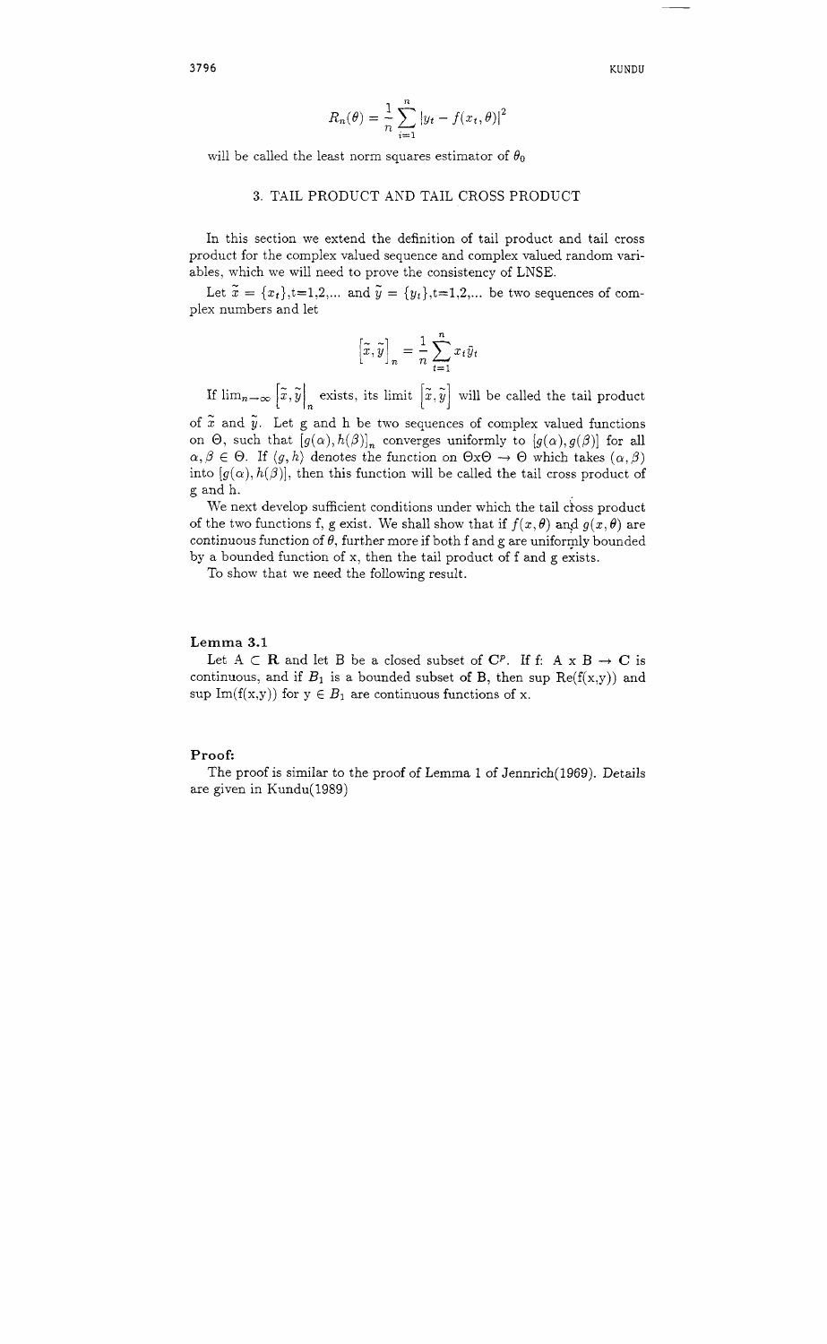$$R_n(\theta) = \frac{1}{n}\sum_{i=1}^{n} |y_t - f(x_t, \theta)|^2$$

will be called the least norm squares estimator of $\theta_0$

## 3. TAIL PRODUCT AND TAIL CROSS PRODUCT

In this section we extend the definition of tail product and tail cross product for the complex valued sequence and complex valued random variables, which we will need to prove the consistency of LNSE.

Let $\tilde{x} = \{x_t\}$,t=1,2,... and $\tilde{y} = \{y_t\}$,t=1,2,... be two sequences of complex numbers and let

$$\left[\tilde{x}, \tilde{y}\right]_n = \frac{1}{n}\sum_{t=1}^{n} x_t \bar{y}_t$$

If $\lim_{n\to\infty} \left[\tilde{x}, \tilde{y}\right|_n$ exists, its limit $\left[\tilde{x}, \tilde{y}\right]$ will be called the tail product of $\tilde{x}$ and $\tilde{y}$. Let g and h be two sequences of complex valued functions on $\Theta$, such that $[g(\alpha), h(\beta)]_n$ converges uniformly to $[g(\alpha), g(\beta)]$ for all $\alpha, \beta \in \Theta$. If $\langle g, h\rangle$ denotes the function on $\Theta x \Theta \to \Theta$ which takes $(\alpha, \beta)$ into $[g(\alpha), h(\beta)]$, then this function will be called the tail cross product of g and h.

We next develop sufficient conditions under which the tail cross product of the two functions f, g exist. We shall show that if $f(x,\theta)$ and $g(x,\theta)$ are continuous function of $\theta$, further more if both f and g are uniformly bounded by a bounded function of x, then the tail product of f and g exists.

To show that we need the following result.

**Lemma 3.1**

Let $A \subset \mathbf{R}$ and let B be a closed subset of $\mathbf{C}^p$. If f: A x B $\to$ $\mathbf{C}$ is continuous, and if $B_1$ is a bounded subset of B, then sup Re(f(x,y)) and sup Im(f(x,y)) for $y \in B_1$ are continuous functions of x.

**Proof:**

The proof is similar to the proof of Lemma 1 of Jennrich(1969). Details are given in Kundu(1989)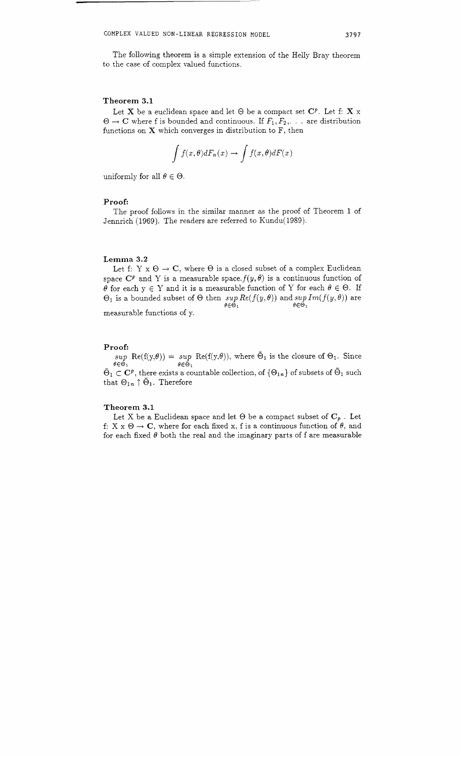The following theorem is a simple extension of the Helly Bray theorem to the case of complex valued functions.

### Theorem 3.1

Let $\mathbf{X}$ be a euclidean space and let $\Theta$ be a compact set $\mathbf{C}^p$. Let f: $\mathbf{X}$ x $\Theta \rightarrow \mathbf{C}$ where f is bounded and continuous. If $F_1, F_2, \ldots$ are distribution functions on $\mathbf{X}$ which converges in distribution to F, then

$$\int f(x,\theta)dF_n(x) \rightarrow \int f(x,\theta)dF(x)$$

uniformly for all $\theta \in \Theta$.

### Proof:

The proof follows in the similar manner as the proof of Theorem 1 of Jennrich (1969). The readers are referred to Kundu(1989).

### Lemma 3.2

Let f: Y x $\Theta \rightarrow \mathbf{C}$, where $\Theta$ is a closed subset of a complex Euclidean space $\mathbf{C}^p$ and Y is a measurable space. $f(y,\theta)$ is a continuous function of $\theta$ for each y $\in$ Y and it is a measurable function of Y for each $\theta \in \Theta$. If $\Theta_1$ is a bounded subset of $\Theta$ then $\sup_{\theta \in \Theta_1} Re(f(y,\theta))$ and $\sup_{\theta \in \Theta_1} Im(f(y,\theta))$ are measurable functions of y.

### Proof:

$\sup_{\theta \in \Theta_1}$ Re(f(y,$\theta$)) = $\sup_{\theta \in \bar{\Theta}_1}$ Re(f(y,$\theta$)), where $\bar{\Theta}_1$ is the closure of $\Theta_1$. Since $\bar{\Theta}_1 \subset \mathbf{C}^p$, there exists a countable collection, of $\{\Theta_{1n}\}$ of subsets of $\bar{\Theta}_1$ such that $\Theta_{1n} \uparrow \bar{\Theta}_1$. Therefore

### Theorem 3.1

Let X be a Euclidean space and let $\Theta$ be a compact subset of $\mathbf{C}_p$. Let f: X x $\Theta \rightarrow \mathbf{C}$, where for each fixed x, f is a continuous function of $\theta$, and for each fixed $\theta$ both the real and the imaginary parts of f are measurable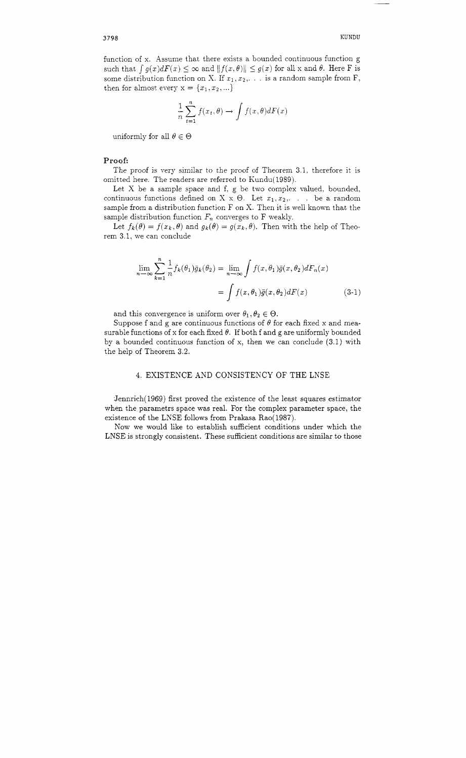function of x. Assume that there exists a bounded continuous function g such that $\int g(x)dF(x) \leq \infty$ and $\|f(x,\theta)\| \leq g(x)$ for all x and $\theta$. Here F is some distribution function on X. If $x_1, x_2, \ldots$ is a random sample from F, then for almost every $x = \{x_1, x_2, \ldots\}$

$$\frac{1}{n}\sum_{t=1}^{n} f(x_t, \theta) \rightarrow \int f(x,\theta)dF(x)$$

uniformly for all $\theta \in \Theta$

**Proof:**

The proof is very similar to the proof of Theorem 3.1, therefore it is omitted here. The readers are referred to Kundu(1989).

Let X be a sample space and f, g be two complex valued, bounded, continuous functions defined on X x $\Theta$. Let $x_1, x_2, \ldots$ be a random sample from a distribution function F on X. Then it is well known that the sample distribution function $F_n$ converges to F weakly.

Let $f_k(\theta) = f(x_k, \theta)$ and $g_k(\theta) = g(x_k, \theta)$. Then with the help of Theorem 3.1, we can conclude

$$\lim_{n\rightarrow\infty} \sum_{k=1}^{n} \frac{1}{n} f_k(\theta_1)\bar{g}_k(\theta_2) = \lim_{n\rightarrow\infty} \int f(x,\theta_1)\bar{g}(x,\theta_2)dF_n(x)$$
$$= \int f(x,\theta_1)\bar{g}(x,\theta_2)dF(x) \qquad (3\text{-}1)$$

and this convergence is uniform over $\theta_1, \theta_2 \in \Theta$.

Suppose f and g are continuous functions of $\theta$ for each fixed x and measurable functions of x for each fixed $\theta$. If both f and g are uniformly bounded by a bounded continuous function of x, then we can conclude (3.1) with the help of Theorem 3.2.

## 4. EXISTENCE AND CONSISTENCY OF THE LNSE

Jennrich(1969) first proved the existence of the least squares estimator when the parametrs space was real. For the complex parameter space, the existence of the LNSE follows from Prakasa Rao(1987).

Now we would like to establish sufficient conditions under which the LNSE is strongly consistent. These sufficient conditions are similar to those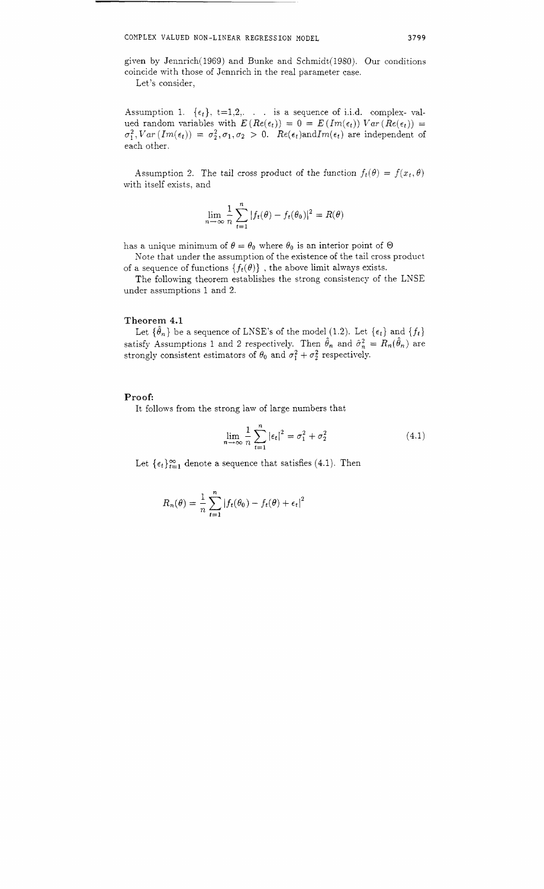given by Jennrich(1969) and Bunke and Schmidt(1980). Our conditions coincide with those of Jennrich in the real parameter case.

Let's consider,

Assumption 1. $\{\epsilon_t\}$, t=1,2,. . . is a sequence of i.i.d. complex- valued random variables with $E(Re(\epsilon_t)) = 0 = E(Im(\epsilon_t))$ $Var(Re(\epsilon_t)) = \sigma_1^2, Var(Im(\epsilon_t)) = \sigma_2^2, \sigma_1, \sigma_2 > 0$. $Re(\epsilon_t)$and$Im(\epsilon_t)$ are independent of each other.

Assumption 2. The tail cross product of the function $f_t(\theta) = f(x_t, \theta)$ with itself exists, and

$$\lim_{n \to \infty} \frac{1}{n} \sum_{t=1}^{n} |f_t(\theta) - f_t(\theta_0)|^2 = R(\theta)$$

has a unique minimum of $\theta = \theta_0$ where $\theta_0$ is an interior point of $\Theta$

Note that under the assumption of the existence of the tail cross product of a sequence of functions $\{f_t(\theta)\}$ , the above limit always exists.

The following theorem establishes the strong consistency of the LNSE under assumptions 1 and 2.

### Theorem 4.1

Let $\{\hat{\theta}_n\}$ be a sequence of LNSE's of the model (1.2). Let $\{\epsilon_t\}$ and $\{f_t\}$ satisfy Assumptions 1 and 2 respectively. Then $\hat{\theta}_n$ and $\hat{\sigma}_n^2 = R_n(\hat{\theta}_n)$ are strongly consistent estimators of $\theta_0$ and $\sigma_1^2 + \sigma_2^2$ respectively.

### Proof:

It follows from the strong law of large numbers that

$$\lim_{n \to \infty} \frac{1}{n} \sum_{t=1}^{n} |\epsilon_t|^2 = \sigma_1^2 + \sigma_2^2 \tag{4.1}$$

Let $\{\epsilon_t\}_{t=1}^{\infty}$ denote a sequence that satisfies (4.1). Then

$$R_n(\theta) = \frac{1}{n} \sum_{t=1}^{n} |f_t(\theta_0) - f_t(\theta) + \epsilon_t|^2$$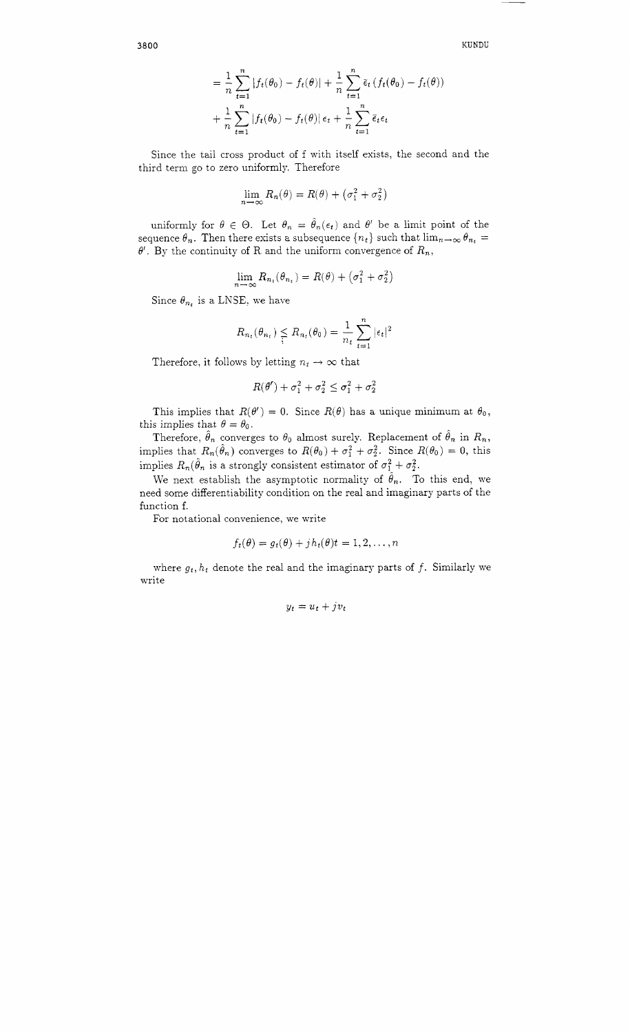$$= \frac{1}{n}\sum_{t=1}^{n}|f_t(\theta_0) - f_t(\theta)| + \frac{1}{n}\sum_{t=1}^{n}\bar{\epsilon}_t\left(f_t(\theta_0) - f_t(\theta)\right)$$

$$+ \frac{1}{n}\sum_{t=1}^{n}|f_t(\theta_0) - f_t(\theta)|\,\epsilon_t + \frac{1}{n}\sum_{t=1}^{n}\bar{\epsilon}_t\epsilon_t$$

Since the tail cross product of f with itself exists, the second and the third term go to zero uniformly. Therefore

$$\lim_{n\to\infty} R_n(\theta) = R(\theta) + \left(\sigma_1^2 + \sigma_2^2\right)$$

uniformly for $\theta \in \Theta$. Let $\theta_n = \hat{\theta}_n(\epsilon_t)$ and $\theta'$ be a limit point of the sequence $\theta_n$. Then there exists a subsequence $\{n_t\}$ such that $\lim_{n\to\infty}\theta_{n_t} = \theta'$. By the continuity of R and the uniform convergence of $R_n$,

$$\lim_{n\to\infty} R_{n_t}(\theta_{n_t}) = R(\theta) + \left(\sigma_1^2 + \sigma_2^2\right)$$

Since $\theta_{n_t}$ is a LNSE, we have

$$R_{n_t}(\theta_{n_t}) \leq R_{n_t}(\theta_0) = \frac{1}{n_t}\sum_{t=1}^{n}|\epsilon_t|^2$$

Therefore, it follows by letting $n_t \to \infty$ that

$$R(\theta') + \sigma_1^2 + \sigma_2^2 \leq \sigma_1^2 + \sigma_2^2$$

This implies that $R(\theta') = 0$. Since $R(\theta)$ has a unique minimum at $\theta_0$, this implies that $\theta = \theta_0$.

Therefore, $\hat{\theta}_n$ converges to $\theta_0$ almost surely. Replacement of $\hat{\theta}_n$ in $R_n$, implies that $R_n(\hat{\theta}_n)$ converges to $R(\theta_0) + \sigma_1^2 + \sigma_2^2$. Since $R(\theta_0) = 0$, this implies $R_n(\hat{\theta}_n$ is a strongly consistent estimator of $\sigma_1^2 + \sigma_2^2$.

We next establish the asymptotic normality of $\hat{\theta}_n$. To this end, we need some differentiability condition on the real and imaginary parts of the function f.

For notational convenience, we write

$$f_t(\theta) = g_t(\theta) + jh_t(\theta)t = 1, 2, \ldots, n$$

where $g_t, h_t$ denote the real and the imaginary parts of $f$. Similarly we write

$$y_t = u_t + jv_t$$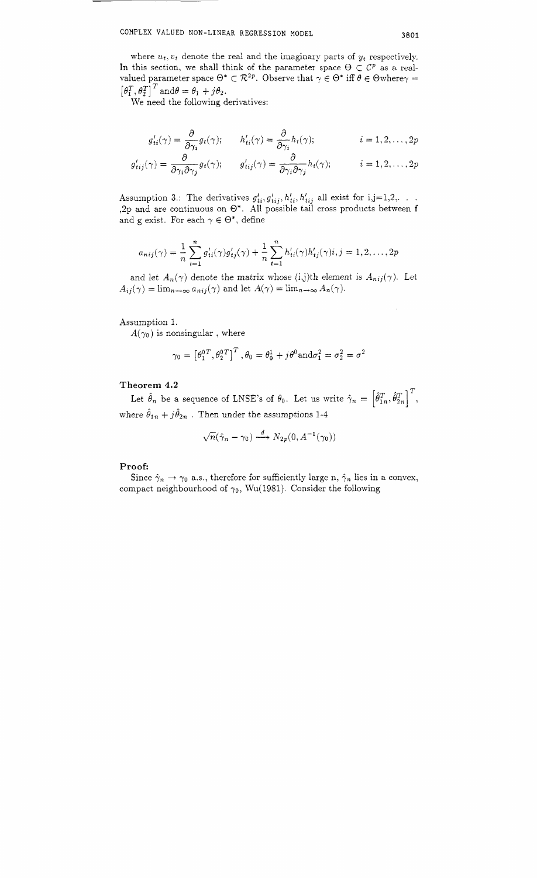where $u_t, v_t$ denote the real and the imaginary parts of $y_t$ respectively. In this section, we shall think of the parameter space $\Theta \subset \mathcal{C}^p$ as a real-valued parameter space $\Theta^* \subset \mathcal{R}^{2p}$. Observe that $\gamma \in \Theta^*$ iff $\theta \in \Theta$ where $\gamma = \left[\theta_1^T, \theta_2^T\right]^T$ and $\theta = \theta_1 + j\theta_2$.

We need the following derivatives:

$$g'_{ti}(\gamma) = \frac{\partial}{\partial \gamma_i} g_t(\gamma); \qquad h'_{ti}(\gamma) = \frac{\partial}{\partial \gamma_i} h_t(\gamma); \qquad i = 1, 2, \ldots, 2p$$

$$g'_{tij}(\gamma) = \frac{\partial}{\partial \gamma_i \partial \gamma_j} g_t(\gamma); \qquad g'_{tij}(\gamma) = \frac{\partial}{\partial \gamma_i \partial \gamma_j} h_t(\gamma); \qquad i = 1, 2, \ldots, 2p$$

Assumption 3.: The derivatives $g'_{ti}, g'_{tij}, h'_{ti}, h'_{tij}$ all exist for i,j=1,2,. . . ,2p and are continuous on $\Theta^*$. All possible tail cross products between f and g exist. For each $\gamma \in \Theta^*$, define

$$a_{nij}(\gamma) = \frac{1}{n} \sum_{t=1}^{n} g'_{ti}(\gamma) g'_{tj}(\gamma) + \frac{1}{n} \sum_{t=1}^{n} h'_{ti}(\gamma) h'_{tj}(\gamma) i, j = 1, 2, \ldots, 2p$$

and let $A_n(\gamma)$ denote the matrix whose (i,j)th element is $A_{nij}(\gamma)$. Let $A_{ij}(\gamma) = \lim_{n \to \infty} a_{nij}(\gamma)$ and let $A(\gamma) = \lim_{n \to \infty} A_n(\gamma)$.

Assumption 1.

$A(\gamma_0)$ is nonsingular , where

$$\gamma_0 = \left[\theta_1^{0T}, \theta_2^{0T}\right]^T, \theta_0 = \theta_0^1 + j\theta^0 \text{ and } \sigma_1^2 = \sigma_2^2 = \sigma^2$$

**Theorem 4.2**

Let $\hat{\theta}_n$ be a sequence of LNSE's of $\theta_0$. Let us write $\hat{\gamma}_n = \left[\hat{\theta}_{1n}^T, \hat{\theta}_{2n}^T\right]^T$, where $\hat{\theta}_{1n} + j\hat{\theta}_{2n}$ . Then under the assumptions 1-4

$$\sqrt{n}(\hat{\gamma}_n - \gamma_0) \xrightarrow{d} N_{2p}(0, A^{-1}(\gamma_0))$$

**Proof:**

Since $\hat{\gamma}_n \to \gamma_0$ a.s., therefore for sufficiently large n, $\hat{\gamma}_n$ lies in a convex, compact neighbourhood of $\gamma_0$, Wu(1981). Consider the following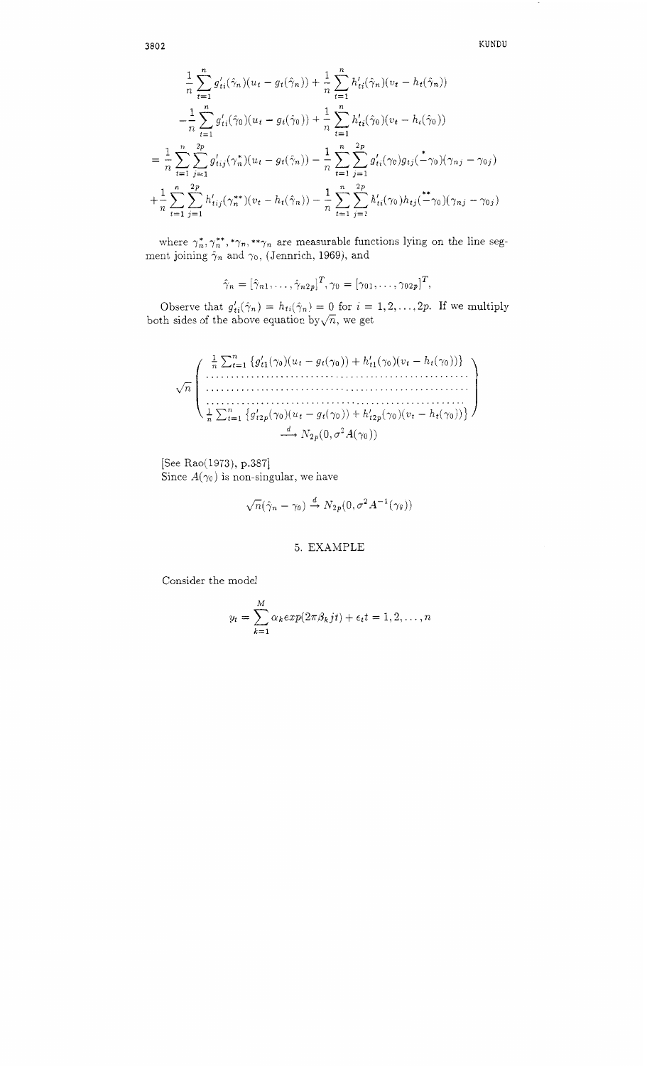$$
\begin{aligned}
&\frac{1}{n}\sum_{t=1}^{n} g'_{ti}(\hat{\gamma}_n)(u_t - g_t(\hat{\gamma}_n)) + \frac{1}{n}\sum_{t=1}^{n} h'_{ti}(\hat{\gamma}_n)(v_t - h_t(\hat{\gamma}_n)) \\
&-\frac{1}{n}\sum_{t=1}^{n} g'_{ti}(\hat{\gamma}_0)(u_t - g_t(\hat{\gamma}_0)) + \frac{1}{n}\sum_{t=1}^{n} h'_{ti}(\hat{\gamma}_0)(v_t - h_t(\hat{\gamma}_0)) \\
&= \frac{1}{n}\sum_{t=1}^{n}\sum_{j=1}^{2p} g'_{tij}(\gamma_n^*)(u_t - g_t(\hat{\gamma}_n)) - \frac{1}{n}\sum_{t=1}^{n}\sum_{j=1}^{2p} g'_{ti}(\gamma_0) g_{tj}(\overset{*}{-}\gamma_0)(\gamma_{nj} - \gamma_{0j}) \\
&+\frac{1}{n}\sum_{t=1}^{n}\sum_{j=1}^{2p} h'_{tij}(\gamma_n^{**})(v_t - h_t(\hat{\gamma}_n)) - \frac{1}{n}\sum_{t=1}^{n}\sum_{j=1}^{2p} h'_{ti}(\gamma_0) h_{tj}(\overset{**}{-}\gamma_0)(\gamma_{nj} - \gamma_{0j})
\end{aligned}
$$

where $\gamma_n^*, \gamma_n^{**}, {}^*\gamma_n, {}^{**}\gamma_n$ are measurable functions lying on the line segment joining $\hat{\gamma}_n$ and $\gamma_0$, (Jennrich, 1969), and

$$
\hat{\gamma}_n = [\hat{\gamma}_{n1}, \ldots, \hat{\gamma}_{n2p}]^T, \gamma_0 = [\gamma_{01}, \ldots, \gamma_{02p}]^T,
$$

Observe that $g'_{ti}(\hat{\gamma}_n) = h_{ti}(\hat{\gamma}_n) = 0$ for $i = 1, 2, \ldots, 2p$. If we multiply both sides of the above equation by $\sqrt{n}$, we get

$$
\sqrt{n}\begin{pmatrix}
\frac{1}{n}\sum_{t=1}^{n}\{g'_{t1}(\gamma_0)(u_t - g_t(\gamma_0)) + h'_{t1}(\gamma_0)(v_t - h_t(\gamma_0))\} \\
\cdots\cdots\cdots\cdots\cdots\cdots\cdots\cdots\cdots\cdots \\
\cdots\cdots\cdots\cdots\cdots\cdots\cdots\cdots\cdots\cdots \\
\cdots\cdots\cdots\cdots\cdots\cdots\cdots\cdots\cdots\cdots \\
\frac{1}{n}\sum_{t=1}^{n}\{g'_{t2p}(\gamma_0)(u_t - g_t(\gamma_0)) + h'_{t2p}(\gamma_0)(v_t - h_t(\gamma_0))\}
\end{pmatrix}
\xrightarrow{d} N_{2p}(0, \sigma^2 A(\gamma_0))
$$

[See Rao(1973), p.387]
Since $A(\gamma_0)$ is non-singular, we have

$$
\sqrt{n}(\hat{\gamma}_n - \gamma_0) \xrightarrow{d} N_{2p}(0, \sigma^2 A^{-1}(\gamma_0))
$$

## 5. EXAMPLE

Consider the model

$$
y_t = \sum_{k=1}^{M} \alpha_k exp(2\pi\beta_k jt) + \epsilon_t t = 1, 2, \ldots, n
$$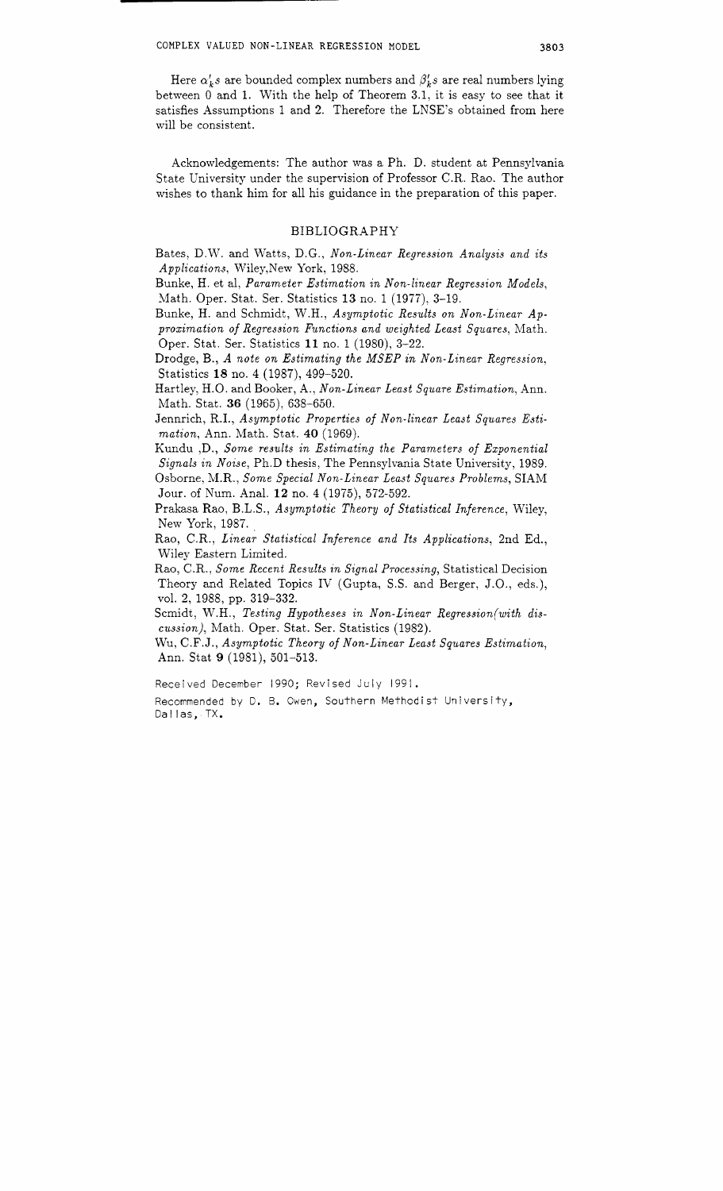Here $\alpha_k'$s are bounded complex numbers and $\beta_k'$s are real numbers lying between 0 and 1. With the help of Theorem 3.1, it is easy to see that it satisfies Assumptions 1 and 2. Therefore the LNSE's obtained from here will be consistent.

Acknowledgements: The author was a Ph. D. student at Pennsylvania State University under the supervision of Professor C.R. Rao. The author wishes to thank him for all his guidance in the preparation of this paper.

## BIBLIOGRAPHY

Bates, D.W. and Watts, D.G., *Non-Linear Regression Analysis and its Applications*, Wiley,New York, 1988.

Bunke, H. et al, *Parameter Estimation in Non-linear Regression Models*, Math. Oper. Stat. Ser. Statistics **13** no. 1 (1977), 3–19.

Bunke, H. and Schmidt, W.H., *Asymptotic Results on Non-Linear Approximation of Regression Functions and weighted Least Squares*, Math. Oper. Stat. Ser. Statistics **11** no. 1 (1980), 3–22.

Drodge, B., *A note on Estimating the MSEP in Non-Linear Regression*, Statistics **18** no. 4 (1987), 499–520.

Hartley, H.O. and Booker, A., *Non-Linear Least Square Estimation*, Ann. Math. Stat. **36** (1965), 638–650.

Jennrich, R.I., *Asymptotic Properties of Non-linear Least Squares Estimation*, Ann. Math. Stat. **40** (1969).

Kundu ,D., *Some results in Estimating the Parameters of Exponential Signals in Noise*, Ph.D thesis, The Pennsylvania State University, 1989.

Osborne, M.R., *Some Special Non-Linear Least Squares Problems*, SIAM Jour. of Num. Anal. **12** no. 4 (1975), 572-592.

Prakasa Rao, B.L.S., *Asymptotic Theory of Statistical Inference*, Wiley, New York, 1987.

Rao, C.R., *Linear Statistical Inference and Its Applications*, 2nd Ed., Wiley Eastern Limited.

Rao, C.R., *Some Recent Results in Signal Processing*, Statistical Decision Theory and Related Topics IV (Gupta, S.S. and Berger, J.O., eds.), vol. 2, 1988, pp. 319–332.

Scmidt, W.H., *Testing Hypotheses in Non-Linear Regression(with discussion)*, Math. Oper. Stat. Ser. Statistics (1982).

Wu, C.F.J., *Asymptotic Theory of Non-Linear Least Squares Estimation*, Ann. Stat **9** (1981), 501–513.

Received December 1990; Revised July 1991.

Recommended by D. B. Owen, Southern Methodist University, Dallas, TX.